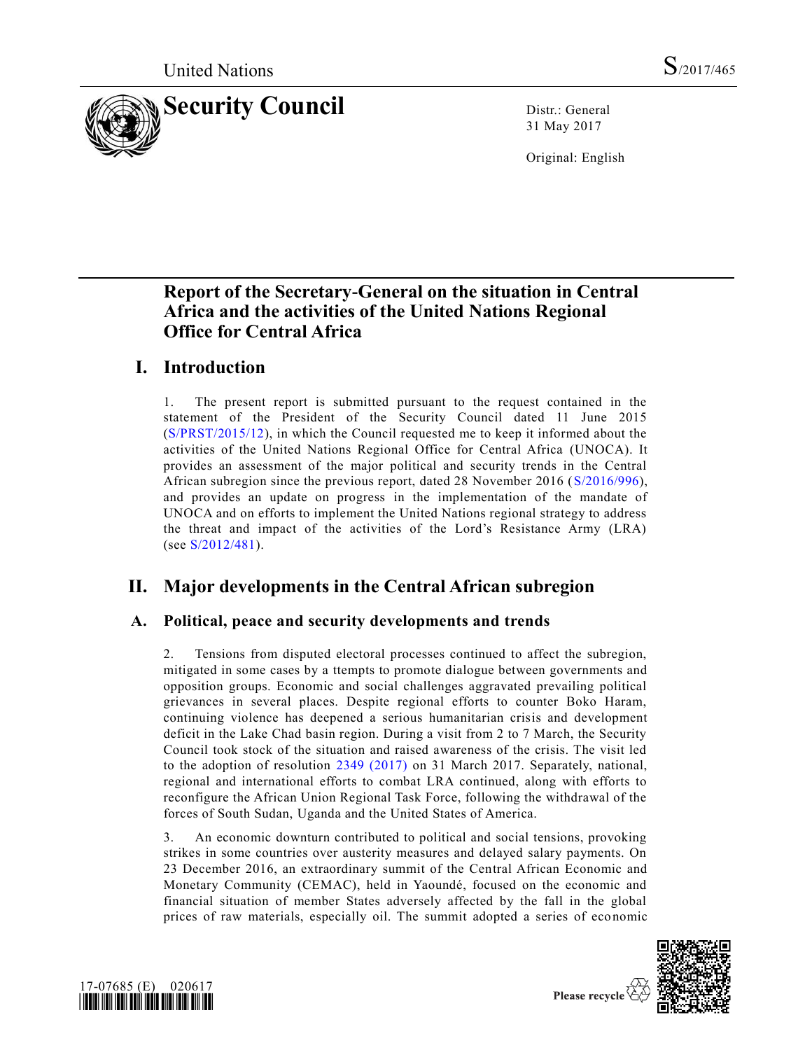United Nations S/2017/465

# Security Council

Distr.: General
31 May 2017

Original: English

## Report of the Secretary-General on the situation in Central Africa and the activities of the United Nations Regional Office for Central Africa

## I. Introduction

1. The present report is submitted pursuant to the request contained in the statement of the President of the Security Council dated 11 June 2015 (S/PRST/2015/12), in which the Council requested me to keep it informed about the activities of the United Nations Regional Office for Central Africa (UNOCA). It provides an assessment of the major political and security trends in the Central African subregion since the previous report, dated 28 November 2016 (S/2016/996), and provides an update on progress in the implementation of the mandate of UNOCA and on efforts to implement the United Nations regional strategy to address the threat and impact of the activities of the Lord's Resistance Army (LRA) (see S/2012/481).

## II. Major developments in the Central African subregion

### A. Political, peace and security developments and trends

2. Tensions from disputed electoral processes continued to affect the subregion, mitigated in some cases by attempts to promote dialogue between governments and opposition groups. Economic and social challenges aggravated prevailing political grievances in several places. Despite regional efforts to counter Boko Haram, continuing violence has deepened a serious humanitarian crisis and development deficit in the Lake Chad basin region. During a visit from 2 to 7 March, the Security Council took stock of the situation and raised awareness of the crisis. The visit led to the adoption of resolution 2349 (2017) on 31 March 2017. Separately, national, regional and international efforts to combat LRA continued, along with efforts to reconfigure the African Union Regional Task Force, following the withdrawal of the forces of South Sudan, Uganda and the United States of America.

3. An economic downturn contributed to political and social tensions, provoking strikes in some countries over austerity measures and delayed salary payments. On 23 December 2016, an extraordinary summit of the Central African Economic and Monetary Community (CEMAC), held in Yaoundé, focused on the economic and financial situation of member States adversely affected by the fall in the global prices of raw materials, especially oil. The summit adopted a series of economic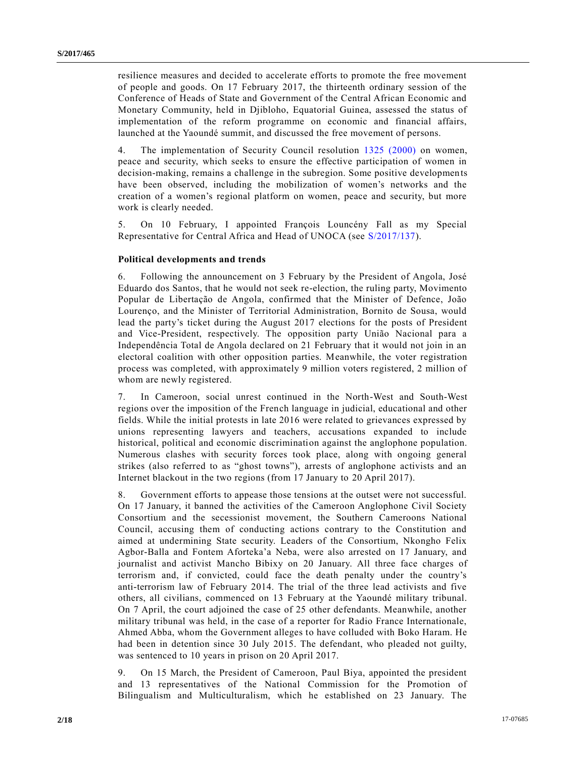resilience measures and decided to accelerate efforts to promote the free movement of people and goods. On 17 February 2017, the thirteenth ordinary session of the Conference of Heads of State and Government of the Central African Economic and Monetary Community, held in Djibloho, Equatorial Guinea, assessed the status of implementation of the reform programme on economic and financial affairs, launched at the Yaoundé summit, and discussed the free movement of persons.

4. The implementation of Security Council resolution 1325 (2000) on women, peace and security, which seeks to ensure the effective participation of women in decision-making, remains a challenge in the subregion. Some positive developments have been observed, including the mobilization of women's networks and the creation of a women's regional platform on women, peace and security, but more work is clearly needed.

5. On 10 February, I appointed François Louncény Fall as my Special Representative for Central Africa and Head of UNOCA (see S/2017/137).

### Political developments and trends

6. Following the announcement on 3 February by the President of Angola, José Eduardo dos Santos, that he would not seek re-election, the ruling party, Movimento Popular de Libertação de Angola, confirmed that the Minister of Defence, João Lourenço, and the Minister of Territorial Administration, Bornito de Sousa, would lead the party's ticket during the August 2017 elections for the posts of President and Vice-President, respectively. The opposition party União Nacional para a Independência Total de Angola declared on 21 February that it would not join in an electoral coalition with other opposition parties. Meanwhile, the voter registration process was completed, with approximately 9 million voters registered, 2 million of whom are newly registered.

7. In Cameroon, social unrest continued in the North-West and South-West regions over the imposition of the French language in judicial, educational and other fields. While the initial protests in late 2016 were related to grievances expressed by unions representing lawyers and teachers, accusations expanded to include historical, political and economic discrimination against the anglophone population. Numerous clashes with security forces took place, along with ongoing general strikes (also referred to as "ghost towns"), arrests of anglophone activists and an Internet blackout in the two regions (from 17 January to 20 April 2017).

8. Government efforts to appease those tensions at the outset were not successful. On 17 January, it banned the activities of the Cameroon Anglophone Civil Society Consortium and the secessionist movement, the Southern Cameroons National Council, accusing them of conducting actions contrary to the Constitution and aimed at undermining State security. Leaders of the Consortium, Nkongho Felix Agbor-Balla and Fontem Aforteka'a Neba, were also arrested on 17 January, and journalist and activist Mancho Bibixy on 20 January. All three face charges of terrorism and, if convicted, could face the death penalty under the country's anti-terrorism law of February 2014. The trial of the three lead activists and five others, all civilians, commenced on 13 February at the Yaoundé military tribunal. On 7 April, the court adjoined the case of 25 other defendants. Meanwhile, another military tribunal was held, in the case of a reporter for Radio France Internationale, Ahmed Abba, whom the Government alleges to have colluded with Boko Haram. He had been in detention since 30 July 2015. The defendant, who pleaded not guilty, was sentenced to 10 years in prison on 20 April 2017.

9. On 15 March, the President of Cameroon, Paul Biya, appointed the president and 13 representatives of the National Commission for the Promotion of Bilingualism and Multiculturalism, which he established on 23 January. The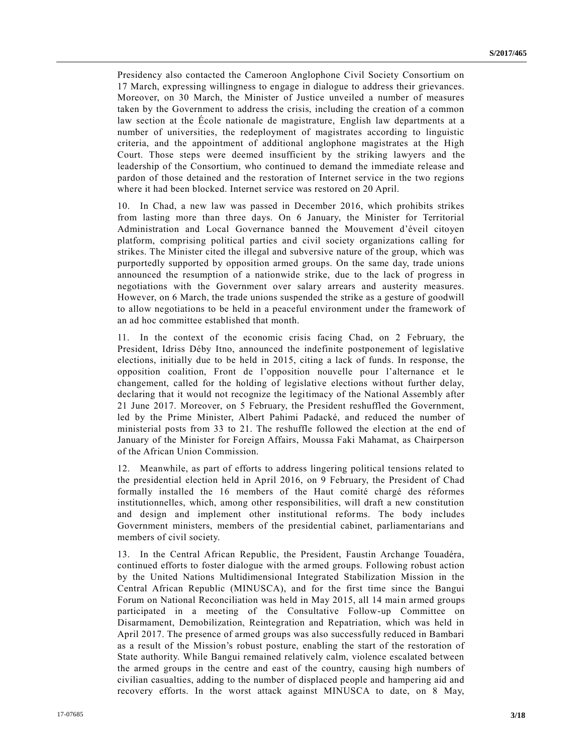Presidency also contacted the Cameroon Anglophone Civil Society Consortium on 17 March, expressing willingness to engage in dialogue to address their grievances. Moreover, on 30 March, the Minister of Justice unveiled a number of measures taken by the Government to address the crisis, including the creation of a common law section at the École nationale de magistrature, English law departments at a number of universities, the redeployment of magistrates according to linguistic criteria, and the appointment of additional anglophone magistrates at the High Court. Those steps were deemed insufficient by the striking lawyers and the leadership of the Consortium, who continued to demand the immediate release and pardon of those detained and the restoration of Internet service in the two regions where it had been blocked. Internet service was restored on 20 April.

10. In Chad, a new law was passed in December 2016, which prohibits strikes from lasting more than three days. On 6 January, the Minister for Territorial Administration and Local Governance banned the Mouvement d'éveil citoyen platform, comprising political parties and civil society organizations calling for strikes. The Minister cited the illegal and subversive nature of the group, which was purportedly supported by opposition armed groups. On the same day, trade unions announced the resumption of a nationwide strike, due to the lack of progress in negotiations with the Government over salary arrears and austerity measures. However, on 6 March, the trade unions suspended the strike as a gesture of goodwill to allow negotiations to be held in a peaceful environment under the framework of an ad hoc committee established that month.

11. In the context of the economic crisis facing Chad, on 2 February, the President, Idriss Déby Itno, announced the indefinite postponement of legislative elections, initially due to be held in 2015, citing a lack of funds. In response, the opposition coalition, Front de l'opposition nouvelle pour l'alternance et le changement, called for the holding of legislative elections without further delay, declaring that it would not recognize the legitimacy of the National Assembly after 21 June 2017. Moreover, on 5 February, the President reshuffled the Government, led by the Prime Minister, Albert Pahimi Padacké, and reduced the number of ministerial posts from 33 to 21. The reshuffle followed the election at the end of January of the Minister for Foreign Affairs, Moussa Faki Mahamat, as Chairperson of the African Union Commission.

12. Meanwhile, as part of efforts to address lingering political tensions related to the presidential election held in April 2016, on 9 February, the President of Chad formally installed the 16 members of the Haut comité chargé des réformes institutionnelles, which, among other responsibilities, will draft a new constitution and design and implement other institutional reforms. The body includes Government ministers, members of the presidential cabinet, parliamentarians and members of civil society.

13. In the Central African Republic, the President, Faustin Archange Touadéra, continued efforts to foster dialogue with the armed groups. Following robust action by the United Nations Multidimensional Integrated Stabilization Mission in the Central African Republic (MINUSCA), and for the first time since the Bangui Forum on National Reconciliation was held in May 2015, all 14 main armed groups participated in a meeting of the Consultative Follow-up Committee on Disarmament, Demobilization, Reintegration and Repatriation, which was held in April 2017. The presence of armed groups was also successfully reduced in Bambari as a result of the Mission's robust posture, enabling the start of the restoration of State authority. While Bangui remained relatively calm, violence escalated between the armed groups in the centre and east of the country, causing high numbers of civilian casualties, adding to the number of displaced people and hampering aid and recovery efforts. In the worst attack against MINUSCA to date, on 8 May,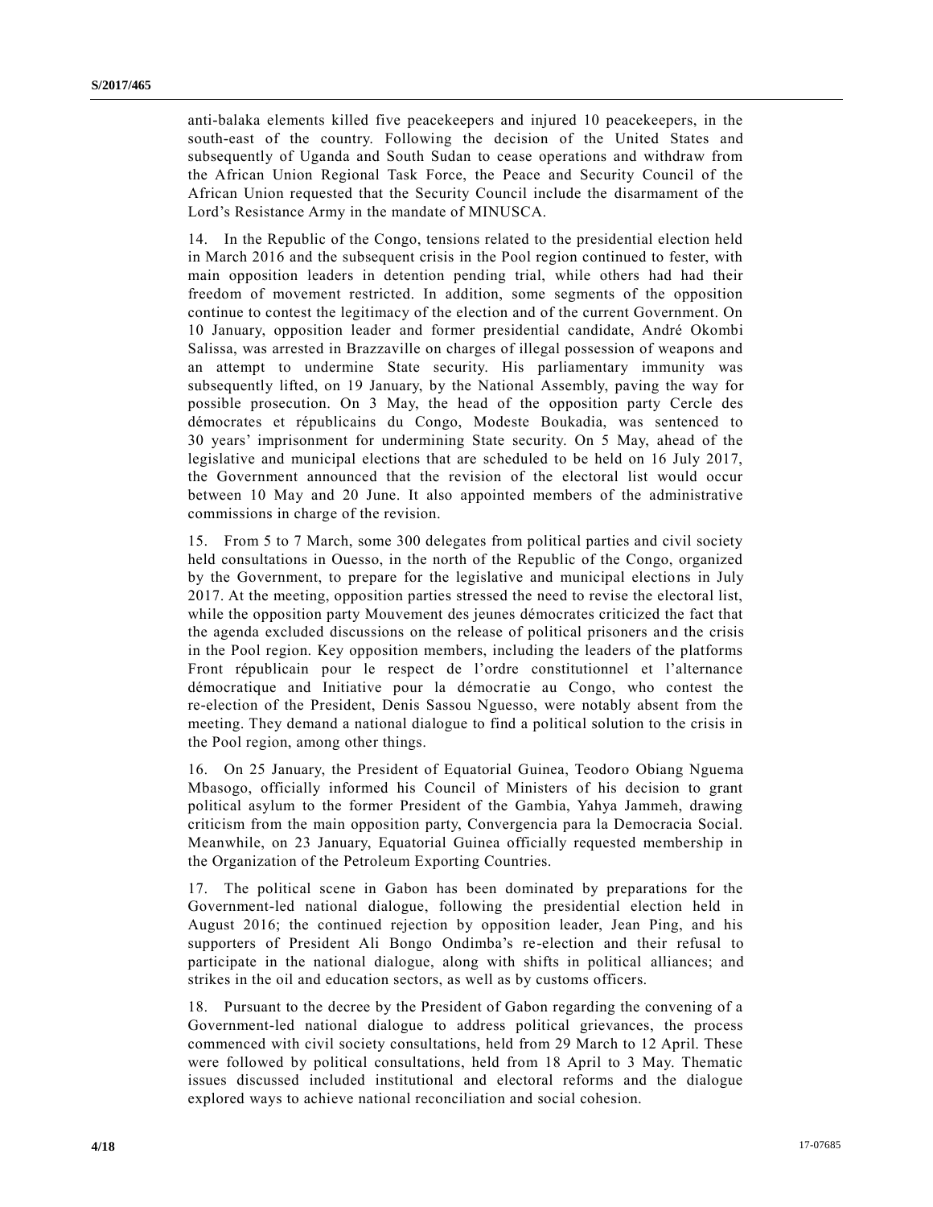anti-balaka elements killed five peacekeepers and injured 10 peacekeepers, in the south-east of the country. Following the decision of the United States and subsequently of Uganda and South Sudan to cease operations and withdraw from the African Union Regional Task Force, the Peace and Security Council of the African Union requested that the Security Council include the disarmament of the Lord's Resistance Army in the mandate of MINUSCA.

14. In the Republic of the Congo, tensions related to the presidential election held in March 2016 and the subsequent crisis in the Pool region continued to fester, with main opposition leaders in detention pending trial, while others had had their freedom of movement restricted. In addition, some segments of the opposition continue to contest the legitimacy of the election and of the current Government. On 10 January, opposition leader and former presidential candidate, André Okombi Salissa, was arrested in Brazzaville on charges of illegal possession of weapons and an attempt to undermine State security. His parliamentary immunity was subsequently lifted, on 19 January, by the National Assembly, paving the way for possible prosecution. On 3 May, the head of the opposition party Cercle des démocrates et républicains du Congo, Modeste Boukadia, was sentenced to 30 years' imprisonment for undermining State security. On 5 May, ahead of the legislative and municipal elections that are scheduled to be held on 16 July 2017, the Government announced that the revision of the electoral list would occur between 10 May and 20 June. It also appointed members of the administrative commissions in charge of the revision.

15. From 5 to 7 March, some 300 delegates from political parties and civil society held consultations in Ouesso, in the north of the Republic of the Congo, organized by the Government, to prepare for the legislative and municipal elections in July 2017. At the meeting, opposition parties stressed the need to revise the electoral list, while the opposition party Mouvement des jeunes démocrates criticized the fact that the agenda excluded discussions on the release of political prisoners and the crisis in the Pool region. Key opposition members, including the leaders of the platforms Front républicain pour le respect de l'ordre constitutionnel et l'alternance démocratique and Initiative pour la démocratie au Congo, who contest the re-election of the President, Denis Sassou Nguesso, were notably absent from the meeting. They demand a national dialogue to find a political solution to the crisis in the Pool region, among other things.

16. On 25 January, the President of Equatorial Guinea, Teodoro Obiang Nguema Mbasogo, officially informed his Council of Ministers of his decision to grant political asylum to the former President of the Gambia, Yahya Jammeh, drawing criticism from the main opposition party, Convergencia para la Democracia Social. Meanwhile, on 23 January, Equatorial Guinea officially requested membership in the Organization of the Petroleum Exporting Countries.

17. The political scene in Gabon has been dominated by preparations for the Government-led national dialogue, following the presidential election held in August 2016; the continued rejection by opposition leader, Jean Ping, and his supporters of President Ali Bongo Ondimba's re-election and their refusal to participate in the national dialogue, along with shifts in political alliances; and strikes in the oil and education sectors, as well as by customs officers.

18. Pursuant to the decree by the President of Gabon regarding the convening of a Government-led national dialogue to address political grievances, the process commenced with civil society consultations, held from 29 March to 12 April. These were followed by political consultations, held from 18 April to 3 May. Thematic issues discussed included institutional and electoral reforms and the dialogue explored ways to achieve national reconciliation and social cohesion.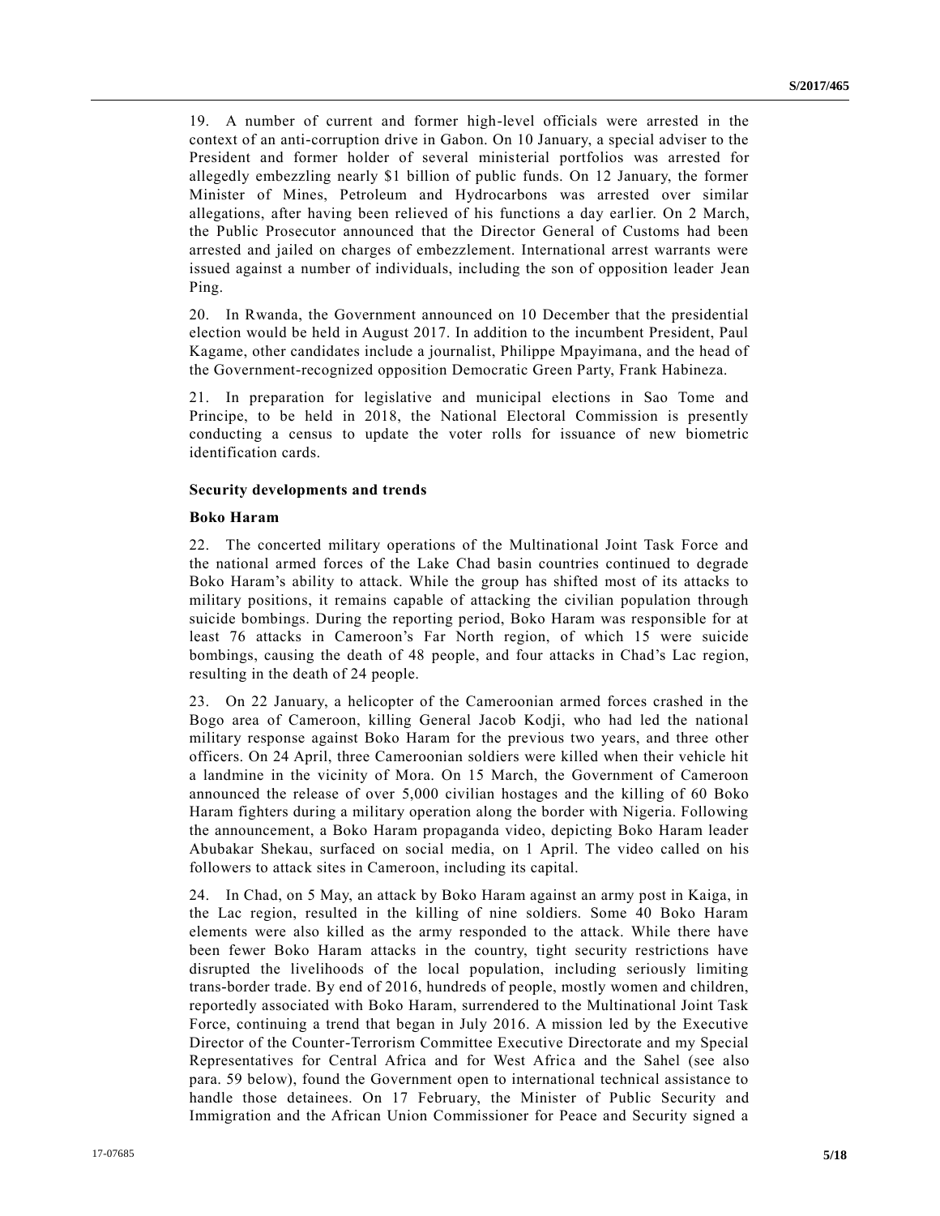19. A number of current and former high-level officials were arrested in the context of an anti-corruption drive in Gabon. On 10 January, a special adviser to the President and former holder of several ministerial portfolios was arrested for allegedly embezzling nearly $1 billion of public funds. On 12 January, the former Minister of Mines, Petroleum and Hydrocarbons was arrested over similar allegations, after having been relieved of his functions a day earlier. On 2 March, the Public Prosecutor announced that the Director General of Customs had been arrested and jailed on charges of embezzlement. International arrest warrants were issued against a number of individuals, including the son of opposition leader Jean Ping.

20. In Rwanda, the Government announced on 10 December that the presidential election would be held in August 2017. In addition to the incumbent President, Paul Kagame, other candidates include a journalist, Philippe Mpayimana, and the head of the Government-recognized opposition Democratic Green Party, Frank Habineza.

21. In preparation for legislative and municipal elections in Sao Tome and Principe, to be held in 2018, the National Electoral Commission is presently conducting a census to update the voter rolls for issuance of new biometric identification cards.

**Security developments and trends**

**Boko Haram**

22. The concerted military operations of the Multinational Joint Task Force and the national armed forces of the Lake Chad basin countries continued to degrade Boko Haram's ability to attack. While the group has shifted most of its attacks to military positions, it remains capable of attacking the civilian population through suicide bombings. During the reporting period, Boko Haram was responsible for at least 76 attacks in Cameroon's Far North region, of which 15 were suicide bombings, causing the death of 48 people, and four attacks in Chad's Lac region, resulting in the death of 24 people.

23. On 22 January, a helicopter of the Cameroonian armed forces crashed in the Bogo area of Cameroon, killing General Jacob Kodji, who had led the national military response against Boko Haram for the previous two years, and three other officers. On 24 April, three Cameroonian soldiers were killed when their vehicle hit a landmine in the vicinity of Mora. On 15 March, the Government of Cameroon announced the release of over 5,000 civilian hostages and the killing of 60 Boko Haram fighters during a military operation along the border with Nigeria. Following the announcement, a Boko Haram propaganda video, depicting Boko Haram leader Abubakar Shekau, surfaced on social media, on 1 April. The video called on his followers to attack sites in Cameroon, including its capital.

24. In Chad, on 5 May, an attack by Boko Haram against an army post in Kaiga, in the Lac region, resulted in the killing of nine soldiers. Some 40 Boko Haram elements were also killed as the army responded to the attack. While there have been fewer Boko Haram attacks in the country, tight security restrictions have disrupted the livelihoods of the local population, including seriously limiting trans-border trade. By end of 2016, hundreds of people, mostly women and children, reportedly associated with Boko Haram, surrendered to the Multinational Joint Task Force, continuing a trend that began in July 2016. A mission led by the Executive Director of the Counter-Terrorism Committee Executive Directorate and my Special Representatives for Central Africa and for West Africa and the Sahel (see also para. 59 below), found the Government open to international technical assistance to handle those detainees. On 17 February, the Minister of Public Security and Immigration and the African Union Commissioner for Peace and Security signed a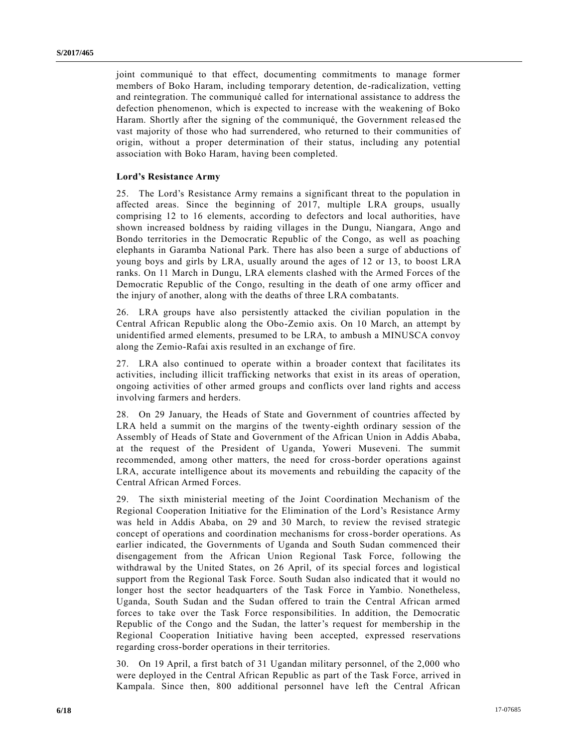joint communiqué to that effect, documenting commitments to manage former members of Boko Haram, including temporary detention, de-radicalization, vetting and reintegration. The communiqué called for international assistance to address the defection phenomenon, which is expected to increase with the weakening of Boko Haram. Shortly after the signing of the communiqué, the Government released the vast majority of those who had surrendered, who returned to their communities of origin, without a proper determination of their status, including any potential association with Boko Haram, having been completed.

**Lord's Resistance Army**

25. The Lord's Resistance Army remains a significant threat to the population in affected areas. Since the beginning of 2017, multiple LRA groups, usually comprising 12 to 16 elements, according to defectors and local authorities, have shown increased boldness by raiding villages in the Dungu, Niangara, Ango and Bondo territories in the Democratic Republic of the Congo, as well as poaching elephants in Garamba National Park. There has also been a surge of abductions of young boys and girls by LRA, usually around the ages of 12 or 13, to boost LRA ranks. On 11 March in Dungu, LRA elements clashed with the Armed Forces of the Democratic Republic of the Congo, resulting in the death of one army officer and the injury of another, along with the deaths of three LRA combatants.

26. LRA groups have also persistently attacked the civilian population in the Central African Republic along the Obo-Zemio axis. On 10 March, an attempt by unidentified armed elements, presumed to be LRA, to ambush a MINUSCA convoy along the Zemio-Rafai axis resulted in an exchange of fire.

27. LRA also continued to operate within a broader context that facilitates its activities, including illicit trafficking networks that exist in its areas of operation, ongoing activities of other armed groups and conflicts over land rights and access involving farmers and herders.

28. On 29 January, the Heads of State and Government of countries affected by LRA held a summit on the margins of the twenty-eighth ordinary session of the Assembly of Heads of State and Government of the African Union in Addis Ababa, at the request of the President of Uganda, Yoweri Museveni. The summit recommended, among other matters, the need for cross-border operations against LRA, accurate intelligence about its movements and rebuilding the capacity of the Central African Armed Forces.

29. The sixth ministerial meeting of the Joint Coordination Mechanism of the Regional Cooperation Initiative for the Elimination of the Lord's Resistance Army was held in Addis Ababa, on 29 and 30 March, to review the revised strategic concept of operations and coordination mechanisms for cross-border operations. As earlier indicated, the Governments of Uganda and South Sudan commenced their disengagement from the African Union Regional Task Force, following the withdrawal by the United States, on 26 April, of its special forces and logistical support from the Regional Task Force. South Sudan also indicated that it would no longer host the sector headquarters of the Task Force in Yambio. Nonetheless, Uganda, South Sudan and the Sudan offered to train the Central African armed forces to take over the Task Force responsibilities. In addition, the Democratic Republic of the Congo and the Sudan, the latter's request for membership in the Regional Cooperation Initiative having been accepted, expressed reservations regarding cross-border operations in their territories.

30. On 19 April, a first batch of 31 Ugandan military personnel, of the 2,000 who were deployed in the Central African Republic as part of the Task Force, arrived in Kampala. Since then, 800 additional personnel have left the Central African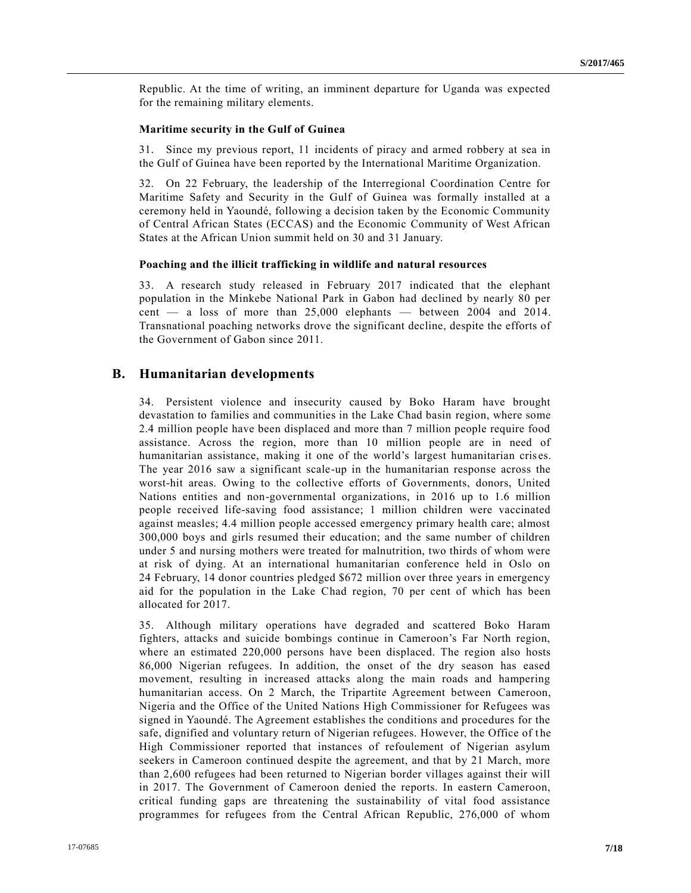Republic. At the time of writing, an imminent departure for Uganda was expected for the remaining military elements.

#### Maritime security in the Gulf of Guinea

31. Since my previous report, 11 incidents of piracy and armed robbery at sea in the Gulf of Guinea have been reported by the International Maritime Organization.

32. On 22 February, the leadership of the Interregional Coordination Centre for Maritime Safety and Security in the Gulf of Guinea was formally installed at a ceremony held in Yaoundé, following a decision taken by the Economic Community of Central African States (ECCAS) and the Economic Community of West African States at the African Union summit held on 30 and 31 January.

#### Poaching and the illicit trafficking in wildlife and natural resources

33. A research study released in February 2017 indicated that the elephant population in the Minkebe National Park in Gabon had declined by nearly 80 per cent — a loss of more than 25,000 elephants — between 2004 and 2014. Transnational poaching networks drove the significant decline, despite the efforts of the Government of Gabon since 2011.

## B. Humanitarian developments

34. Persistent violence and insecurity caused by Boko Haram have brought devastation to families and communities in the Lake Chad basin region, where some 2.4 million people have been displaced and more than 7 million people require food assistance. Across the region, more than 10 million people are in need of humanitarian assistance, making it one of the world's largest humanitarian crises. The year 2016 saw a significant scale-up in the humanitarian response across the worst-hit areas. Owing to the collective efforts of Governments, donors, United Nations entities and non-governmental organizations, in 2016 up to 1.6 million people received life-saving food assistance; 1 million children were vaccinated against measles; 4.4 million people accessed emergency primary health care; almost 300,000 boys and girls resumed their education; and the same number of children under 5 and nursing mothers were treated for malnutrition, two thirds of whom were at risk of dying. At an international humanitarian conference held in Oslo on 24 February, 14 donor countries pledged $672 million over three years in emergency aid for the population in the Lake Chad region, 70 per cent of which has been allocated for 2017.

35. Although military operations have degraded and scattered Boko Haram fighters, attacks and suicide bombings continue in Cameroon's Far North region, where an estimated 220,000 persons have been displaced. The region also hosts 86,000 Nigerian refugees. In addition, the onset of the dry season has eased movement, resulting in increased attacks along the main roads and hampering humanitarian access. On 2 March, the Tripartite Agreement between Cameroon, Nigeria and the Office of the United Nations High Commissioner for Refugees was signed in Yaoundé. The Agreement establishes the conditions and procedures for the safe, dignified and voluntary return of Nigerian refugees. However, the Office of the High Commissioner reported that instances of refoulement of Nigerian asylum seekers in Cameroon continued despite the agreement, and that by 21 March, more than 2,600 refugees had been returned to Nigerian border villages against their will in 2017. The Government of Cameroon denied the reports. In eastern Cameroon, critical funding gaps are threatening the sustainability of vital food assistance programmes for refugees from the Central African Republic, 276,000 of whom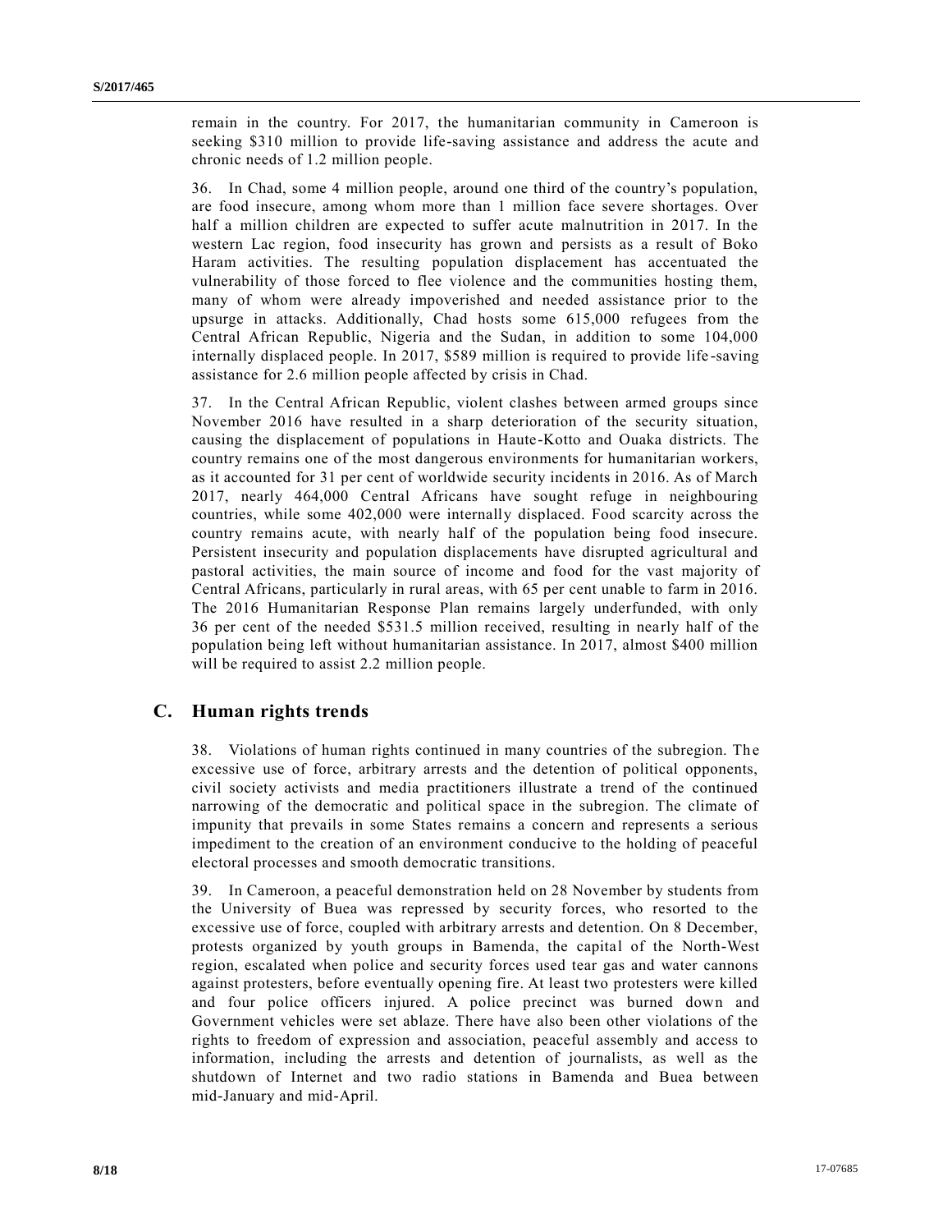remain in the country. For 2017, the humanitarian community in Cameroon is seeking $310 million to provide life-saving assistance and address the acute and chronic needs of 1.2 million people.

36. In Chad, some 4 million people, around one third of the country's population, are food insecure, among whom more than 1 million face severe shortages. Over half a million children are expected to suffer acute malnutrition in 2017. In the western Lac region, food insecurity has grown and persists as a result of Boko Haram activities. The resulting population displacement has accentuated the vulnerability of those forced to flee violence and the communities hosting them, many of whom were already impoverished and needed assistance prior to the upsurge in attacks. Additionally, Chad hosts some 615,000 refugees from the Central African Republic, Nigeria and the Sudan, in addition to some 104,000 internally displaced people. In 2017, $589 million is required to provide life-saving assistance for 2.6 million people affected by crisis in Chad.

37. In the Central African Republic, violent clashes between armed groups since November 2016 have resulted in a sharp deterioration of the security situation, causing the displacement of populations in Haute-Kotto and Ouaka districts. The country remains one of the most dangerous environments for humanitarian workers, as it accounted for 31 per cent of worldwide security incidents in 2016. As of March 2017, nearly 464,000 Central Africans have sought refuge in neighbouring countries, while some 402,000 were internally displaced. Food scarcity across the country remains acute, with nearly half of the population being food insecure. Persistent insecurity and population displacements have disrupted agricultural and pastoral activities, the main source of income and food for the vast majority of Central Africans, particularly in rural areas, with 65 per cent unable to farm in 2016. The 2016 Humanitarian Response Plan remains largely underfunded, with only 36 per cent of the needed $531.5 million received, resulting in nearly half of the population being left without humanitarian assistance. In 2017, almost $400 million will be required to assist 2.2 million people.

## C. Human rights trends

38. Violations of human rights continued in many countries of the subregion. The excessive use of force, arbitrary arrests and the detention of political opponents, civil society activists and media practitioners illustrate a trend of the continued narrowing of the democratic and political space in the subregion. The climate of impunity that prevails in some States remains a concern and represents a serious impediment to the creation of an environment conducive to the holding of peaceful electoral processes and smooth democratic transitions.

39. In Cameroon, a peaceful demonstration held on 28 November by students from the University of Buea was repressed by security forces, who resorted to the excessive use of force, coupled with arbitrary arrests and detention. On 8 December, protests organized by youth groups in Bamenda, the capital of the North-West region, escalated when police and security forces used tear gas and water cannons against protesters, before eventually opening fire. At least two protesters were killed and four police officers injured. A police precinct was burned down and Government vehicles were set ablaze. There have also been other violations of the rights to freedom of expression and association, peaceful assembly and access to information, including the arrests and detention of journalists, as well as the shutdown of Internet and two radio stations in Bamenda and Buea between mid-January and mid-April.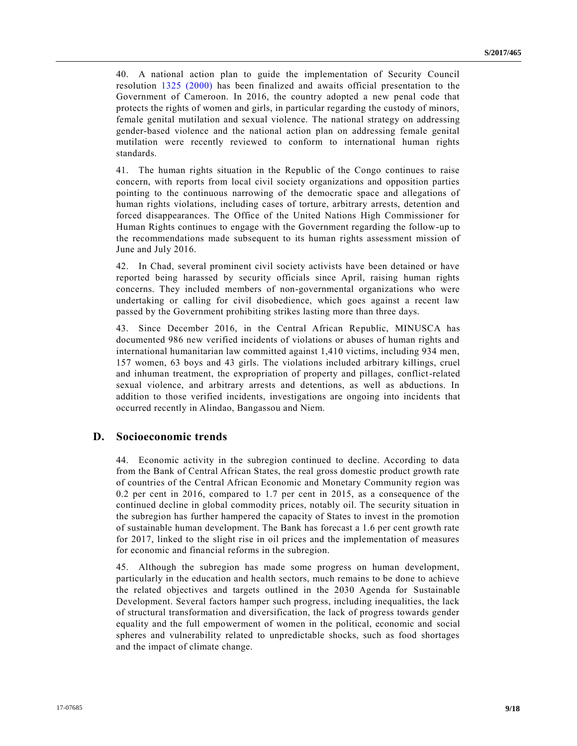40. A national action plan to guide the implementation of Security Council resolution 1325 (2000) has been finalized and awaits official presentation to the Government of Cameroon. In 2016, the country adopted a new penal code that protects the rights of women and girls, in particular regarding the custody of minors, female genital mutilation and sexual violence. The national strategy on addressing gender-based violence and the national action plan on addressing female genital mutilation were recently reviewed to conform to international human rights standards.

41. The human rights situation in the Republic of the Congo continues to raise concern, with reports from local civil society organizations and opposition parties pointing to the continuous narrowing of the democratic space and allegations of human rights violations, including cases of torture, arbitrary arrests, detention and forced disappearances. The Office of the United Nations High Commissioner for Human Rights continues to engage with the Government regarding the follow-up to the recommendations made subsequent to its human rights assessment mission of June and July 2016.

42. In Chad, several prominent civil society activists have been detained or have reported being harassed by security officials since April, raising human rights concerns. They included members of non-governmental organizations who were undertaking or calling for civil disobedience, which goes against a recent law passed by the Government prohibiting strikes lasting more than three days.

43. Since December 2016, in the Central African Republic, MINUSCA has documented 986 new verified incidents of violations or abuses of human rights and international humanitarian law committed against 1,410 victims, including 934 men, 157 women, 63 boys and 43 girls. The violations included arbitrary killings, cruel and inhuman treatment, the expropriation of property and pillages, conflict-related sexual violence, and arbitrary arrests and detentions, as well as abductions. In addition to those verified incidents, investigations are ongoing into incidents that occurred recently in Alindao, Bangassou and Niem.

## D. Socioeconomic trends

44. Economic activity in the subregion continued to decline. According to data from the Bank of Central African States, the real gross domestic product growth rate of countries of the Central African Economic and Monetary Community region was 0.2 per cent in 2016, compared to 1.7 per cent in 2015, as a consequence of the continued decline in global commodity prices, notably oil. The security situation in the subregion has further hampered the capacity of States to invest in the promotion of sustainable human development. The Bank has forecast a 1.6 per cent growth rate for 2017, linked to the slight rise in oil prices and the implementation of measures for economic and financial reforms in the subregion.

45. Although the subregion has made some progress on human development, particularly in the education and health sectors, much remains to be done to achieve the related objectives and targets outlined in the 2030 Agenda for Sustainable Development. Several factors hamper such progress, including inequalities, the lack of structural transformation and diversification, the lack of progress towards gender equality and the full empowerment of women in the political, economic and social spheres and vulnerability related to unpredictable shocks, such as food shortages and the impact of climate change.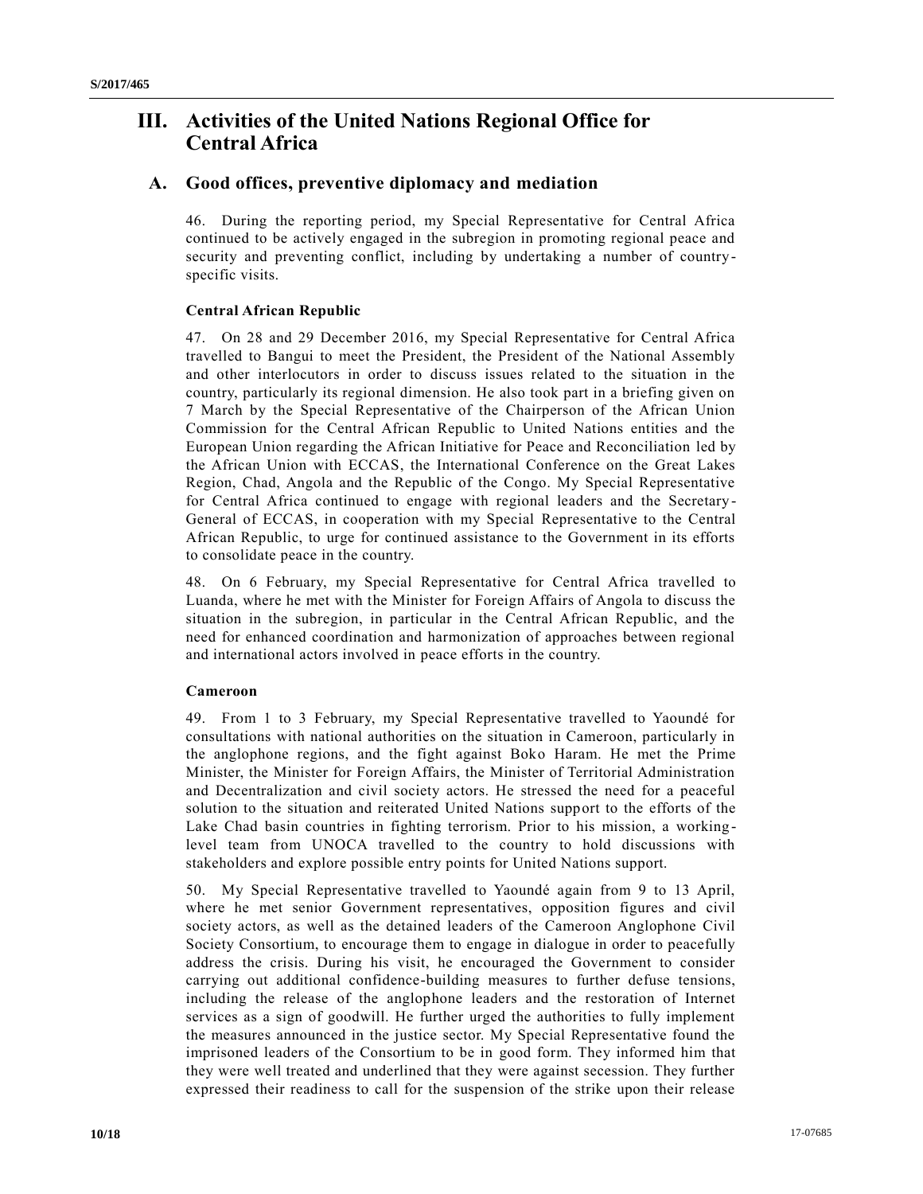# III. Activities of the United Nations Regional Office for Central Africa

## A. Good offices, preventive diplomacy and mediation

46. During the reporting period, my Special Representative for Central Africa continued to be actively engaged in the subregion in promoting regional peace and security and preventing conflict, including by undertaking a number of country-specific visits.

### Central African Republic

47. On 28 and 29 December 2016, my Special Representative for Central Africa travelled to Bangui to meet the President, the President of the National Assembly and other interlocutors in order to discuss issues related to the situation in the country, particularly its regional dimension. He also took part in a briefing given on 7 March by the Special Representative of the Chairperson of the African Union Commission for the Central African Republic to United Nations entities and the European Union regarding the African Initiative for Peace and Reconciliation led by the African Union with ECCAS, the International Conference on the Great Lakes Region, Chad, Angola and the Republic of the Congo. My Special Representative for Central Africa continued to engage with regional leaders and the Secretary-General of ECCAS, in cooperation with my Special Representative to the Central African Republic, to urge for continued assistance to the Government in its efforts to consolidate peace in the country.

48. On 6 February, my Special Representative for Central Africa travelled to Luanda, where he met with the Minister for Foreign Affairs of Angola to discuss the situation in the subregion, in particular in the Central African Republic, and the need for enhanced coordination and harmonization of approaches between regional and international actors involved in peace efforts in the country.

### Cameroon

49. From 1 to 3 February, my Special Representative travelled to Yaoundé for consultations with national authorities on the situation in Cameroon, particularly in the anglophone regions, and the fight against Boko Haram. He met the Prime Minister, the Minister for Foreign Affairs, the Minister of Territorial Administration and Decentralization and civil society actors. He stressed the need for a peaceful solution to the situation and reiterated United Nations support to the efforts of the Lake Chad basin countries in fighting terrorism. Prior to his mission, a working-level team from UNOCA travelled to the country to hold discussions with stakeholders and explore possible entry points for United Nations support.

50. My Special Representative travelled to Yaoundé again from 9 to 13 April, where he met senior Government representatives, opposition figures and civil society actors, as well as the detained leaders of the Cameroon Anglophone Civil Society Consortium, to encourage them to engage in dialogue in order to peacefully address the crisis. During his visit, he encouraged the Government to consider carrying out additional confidence-building measures to further defuse tensions, including the release of the anglophone leaders and the restoration of Internet services as a sign of goodwill. He further urged the authorities to fully implement the measures announced in the justice sector. My Special Representative found the imprisoned leaders of the Consortium to be in good form. They informed him that they were well treated and underlined that they were against secession. They further expressed their readiness to call for the suspension of the strike upon their release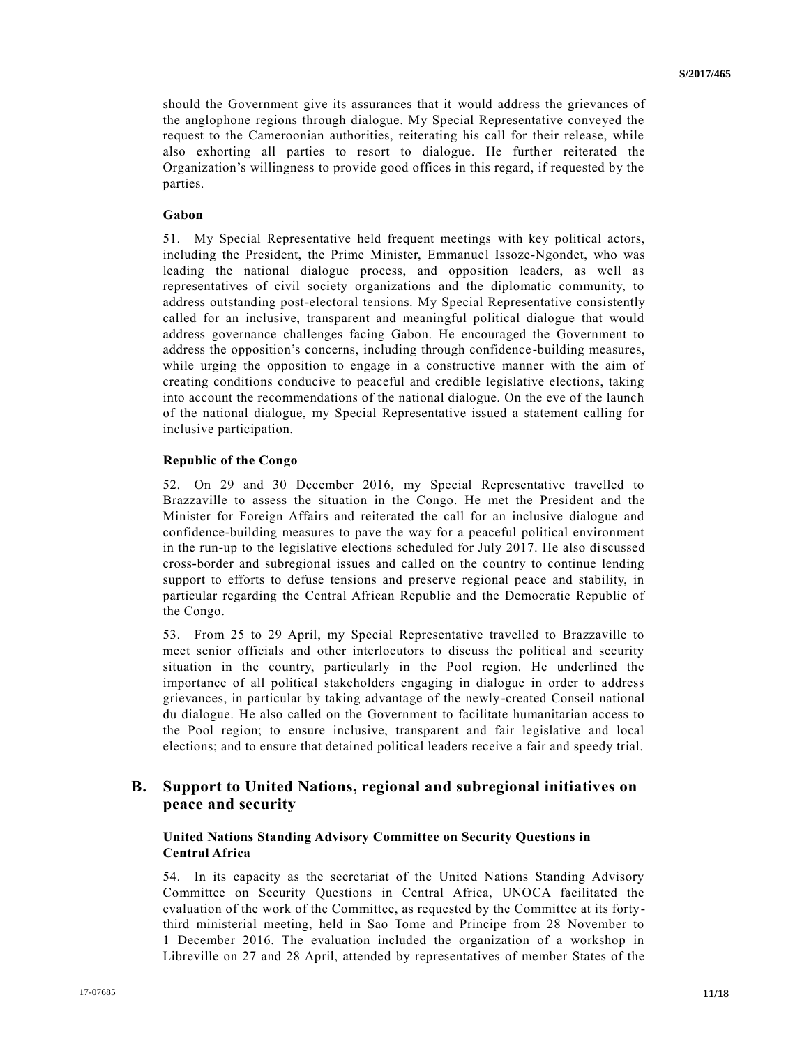should the Government give its assurances that it would address the grievances of the anglophone regions through dialogue. My Special Representative conveyed the request to the Cameroonian authorities, reiterating his call for their release, while also exhorting all parties to resort to dialogue. He further reiterated the Organization's willingness to provide good offices in this regard, if requested by the parties.

#### Gabon

51. My Special Representative held frequent meetings with key political actors, including the President, the Prime Minister, Emmanuel Issoze-Ngondet, who was leading the national dialogue process, and opposition leaders, as well as representatives of civil society organizations and the diplomatic community, to address outstanding post-electoral tensions. My Special Representative consistently called for an inclusive, transparent and meaningful political dialogue that would address governance challenges facing Gabon. He encouraged the Government to address the opposition's concerns, including through confidence-building measures, while urging the opposition to engage in a constructive manner with the aim of creating conditions conducive to peaceful and credible legislative elections, taking into account the recommendations of the national dialogue. On the eve of the launch of the national dialogue, my Special Representative issued a statement calling for inclusive participation.

#### Republic of the Congo

52. On 29 and 30 December 2016, my Special Representative travelled to Brazzaville to assess the situation in the Congo. He met the President and the Minister for Foreign Affairs and reiterated the call for an inclusive dialogue and confidence-building measures to pave the way for a peaceful political environment in the run-up to the legislative elections scheduled for July 2017. He also discussed cross-border and subregional issues and called on the country to continue lending support to efforts to defuse tensions and preserve regional peace and stability, in particular regarding the Central African Republic and the Democratic Republic of the Congo.

53. From 25 to 29 April, my Special Representative travelled to Brazzaville to meet senior officials and other interlocutors to discuss the political and security situation in the country, particularly in the Pool region. He underlined the importance of all political stakeholders engaging in dialogue in order to address grievances, in particular by taking advantage of the newly-created Conseil national du dialogue. He also called on the Government to facilitate humanitarian access to the Pool region; to ensure inclusive, transparent and fair legislative and local elections; and to ensure that detained political leaders receive a fair and speedy trial.

## B. Support to United Nations, regional and subregional initiatives on peace and security

#### United Nations Standing Advisory Committee on Security Questions in Central Africa

54. In its capacity as the secretariat of the United Nations Standing Advisory Committee on Security Questions in Central Africa, UNOCA facilitated the evaluation of the work of the Committee, as requested by the Committee at its forty-third ministerial meeting, held in Sao Tome and Principe from 28 November to 1 December 2016. The evaluation included the organization of a workshop in Libreville on 27 and 28 April, attended by representatives of member States of the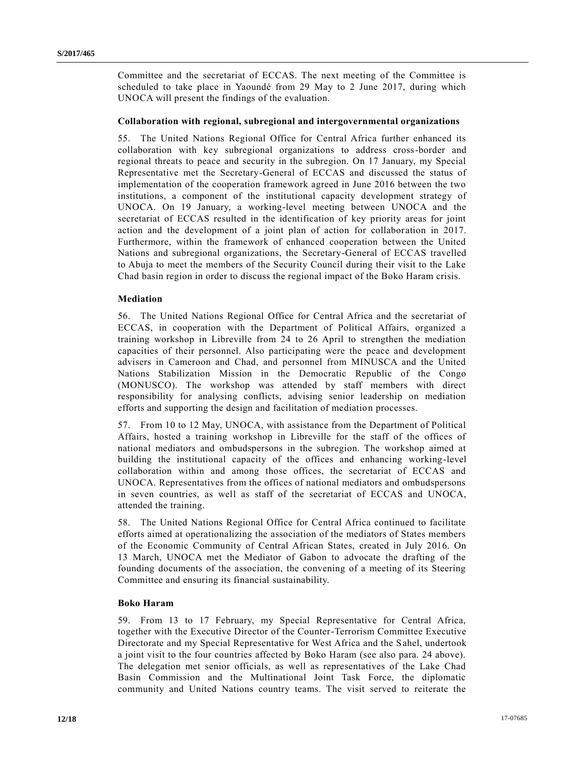Committee and the secretariat of ECCAS. The next meeting of the Committee is scheduled to take place in Yaoundé from 29 May to 2 June 2017, during which UNOCA will present the findings of the evaluation.

### Collaboration with regional, subregional and intergovernmental organizations

55. The United Nations Regional Office for Central Africa further enhanced its collaboration with key subregional organizations to address cross-border and regional threats to peace and security in the subregion. On 17 January, my Special Representative met the Secretary-General of ECCAS and discussed the status of implementation of the cooperation framework agreed in June 2016 between the two institutions, a component of the institutional capacity development strategy of UNOCA. On 19 January, a working-level meeting between UNOCA and the secretariat of ECCAS resulted in the identification of key priority areas for joint action and the development of a joint plan of action for collaboration in 2017. Furthermore, within the framework of enhanced cooperation between the United Nations and subregional organizations, the Secretary-General of ECCAS travelled to Abuja to meet the members of the Security Council during their visit to the Lake Chad basin region in order to discuss the regional impact of the Boko Haram crisis.

### Mediation

56. The United Nations Regional Office for Central Africa and the secretariat of ECCAS, in cooperation with the Department of Political Affairs, organized a training workshop in Libreville from 24 to 26 April to strengthen the mediation capacities of their personnel. Also participating were the peace and development advisers in Cameroon and Chad, and personnel from MINUSCA and the United Nations Stabilization Mission in the Democratic Republic of the Congo (MONUSCO). The workshop was attended by staff members with direct responsibility for analysing conflicts, advising senior leadership on mediation efforts and supporting the design and facilitation of mediation processes.

57. From 10 to 12 May, UNOCA, with assistance from the Department of Political Affairs, hosted a training workshop in Libreville for the staff of the offices of national mediators and ombudspersons in the subregion. The workshop aimed at building the institutional capacity of the offices and enhancing working-level collaboration within and among those offices, the secretariat of ECCAS and UNOCA. Representatives from the offices of national mediators and ombudspersons in seven countries, as well as staff of the secretariat of ECCAS and UNOCA, attended the training.

58. The United Nations Regional Office for Central Africa continued to facilitate efforts aimed at operationalizing the association of the mediators of States members of the Economic Community of Central African States, created in July 2016. On 13 March, UNOCA met the Mediator of Gabon to advocate the drafting of the founding documents of the association, the convening of a meeting of its Steering Committee and ensuring its financial sustainability.

### Boko Haram

59. From 13 to 17 February, my Special Representative for Central Africa, together with the Executive Director of the Counter-Terrorism Committee Executive Directorate and my Special Representative for West Africa and the Sahel, undertook a joint visit to the four countries affected by Boko Haram (see also para. 24 above). The delegation met senior officials, as well as representatives of the Lake Chad Basin Commission and the Multinational Joint Task Force, the diplomatic community and United Nations country teams. The visit served to reiterate the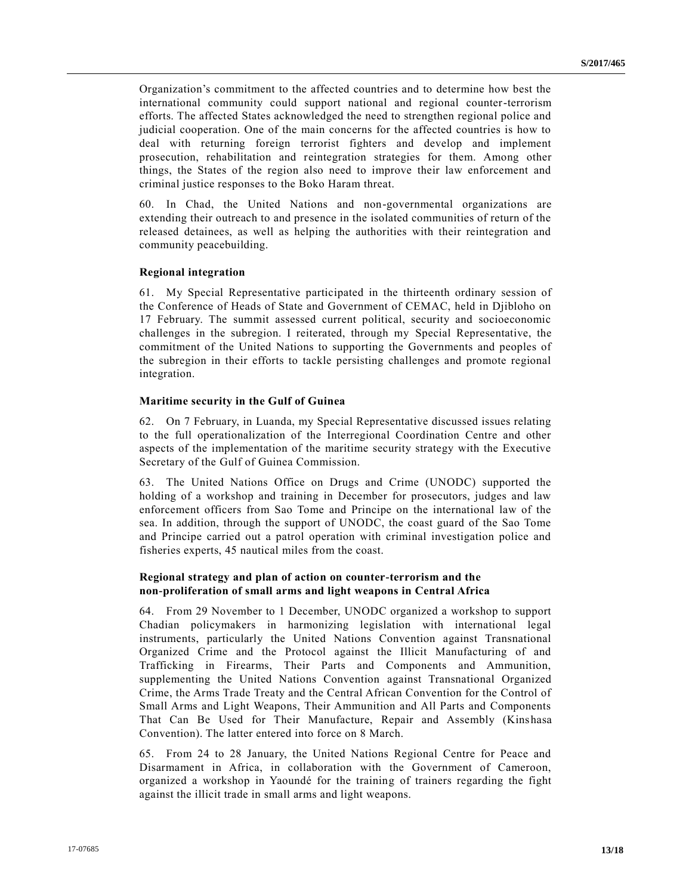Organization's commitment to the affected countries and to determine how best the international community could support national and regional counter-terrorism efforts. The affected States acknowledged the need to strengthen regional police and judicial cooperation. One of the main concerns for the affected countries is how to deal with returning foreign terrorist fighters and develop and implement prosecution, rehabilitation and reintegration strategies for them. Among other things, the States of the region also need to improve their law enforcement and criminal justice responses to the Boko Haram threat.

60. In Chad, the United Nations and non-governmental organizations are extending their outreach to and presence in the isolated communities of return of the released detainees, as well as helping the authorities with their reintegration and community peacebuilding.

### Regional integration

61. My Special Representative participated in the thirteenth ordinary session of the Conference of Heads of State and Government of CEMAC, held in Djibloho on 17 February. The summit assessed current political, security and socioeconomic challenges in the subregion. I reiterated, through my Special Representative, the commitment of the United Nations to supporting the Governments and peoples of the subregion in their efforts to tackle persisting challenges and promote regional integration.

### Maritime security in the Gulf of Guinea

62. On 7 February, in Luanda, my Special Representative discussed issues relating to the full operationalization of the Interregional Coordination Centre and other aspects of the implementation of the maritime security strategy with the Executive Secretary of the Gulf of Guinea Commission.

63. The United Nations Office on Drugs and Crime (UNODC) supported the holding of a workshop and training in December for prosecutors, judges and law enforcement officers from Sao Tome and Principe on the international law of the sea. In addition, through the support of UNODC, the coast guard of the Sao Tome and Principe carried out a patrol operation with criminal investigation police and fisheries experts, 45 nautical miles from the coast.

### Regional strategy and plan of action on counter-terrorism and the non-proliferation of small arms and light weapons in Central Africa

64. From 29 November to 1 December, UNODC organized a workshop to support Chadian policymakers in harmonizing legislation with international legal instruments, particularly the United Nations Convention against Transnational Organized Crime and the Protocol against the Illicit Manufacturing of and Trafficking in Firearms, Their Parts and Components and Ammunition, supplementing the United Nations Convention against Transnational Organized Crime, the Arms Trade Treaty and the Central African Convention for the Control of Small Arms and Light Weapons, Their Ammunition and All Parts and Components That Can Be Used for Their Manufacture, Repair and Assembly (Kinshasa Convention). The latter entered into force on 8 March.

65. From 24 to 28 January, the United Nations Regional Centre for Peace and Disarmament in Africa, in collaboration with the Government of Cameroon, organized a workshop in Yaoundé for the training of trainers regarding the fight against the illicit trade in small arms and light weapons.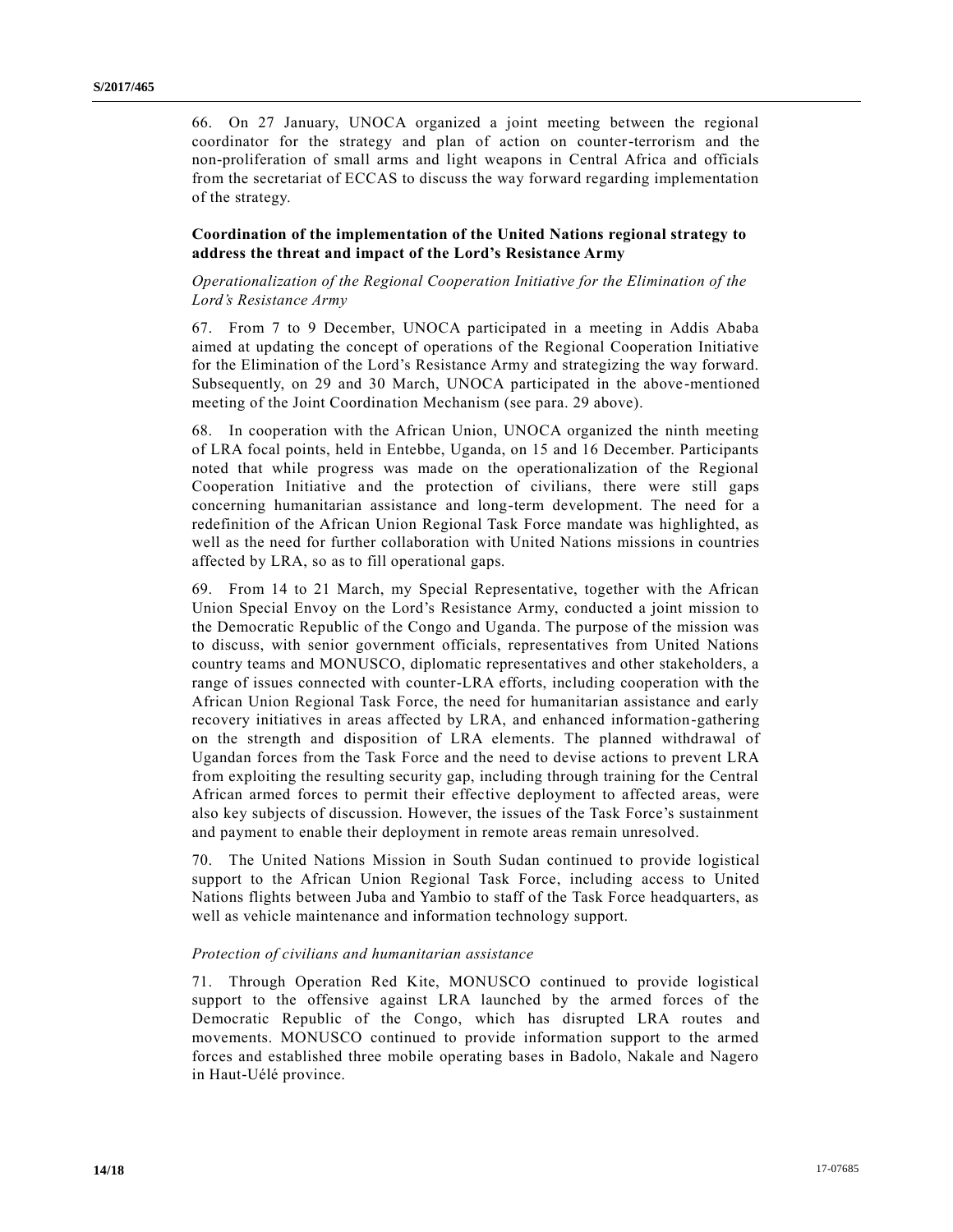66. On 27 January, UNOCA organized a joint meeting between the regional coordinator for the strategy and plan of action on counter-terrorism and the non-proliferation of small arms and light weapons in Central Africa and officials from the secretariat of ECCAS to discuss the way forward regarding implementation of the strategy.

### Coordination of the implementation of the United Nations regional strategy to address the threat and impact of the Lord's Resistance Army

*Operationalization of the Regional Cooperation Initiative for the Elimination of the Lord's Resistance Army*

67. From 7 to 9 December, UNOCA participated in a meeting in Addis Ababa aimed at updating the concept of operations of the Regional Cooperation Initiative for the Elimination of the Lord's Resistance Army and strategizing the way forward. Subsequently, on 29 and 30 March, UNOCA participated in the above-mentioned meeting of the Joint Coordination Mechanism (see para. 29 above).

68. In cooperation with the African Union, UNOCA organized the ninth meeting of LRA focal points, held in Entebbe, Uganda, on 15 and 16 December. Participants noted that while progress was made on the operationalization of the Regional Cooperation Initiative and the protection of civilians, there were still gaps concerning humanitarian assistance and long-term development. The need for a redefinition of the African Union Regional Task Force mandate was highlighted, as well as the need for further collaboration with United Nations missions in countries affected by LRA, so as to fill operational gaps.

69. From 14 to 21 March, my Special Representative, together with the African Union Special Envoy on the Lord's Resistance Army, conducted a joint mission to the Democratic Republic of the Congo and Uganda. The purpose of the mission was to discuss, with senior government officials, representatives from United Nations country teams and MONUSCO, diplomatic representatives and other stakeholders, a range of issues connected with counter-LRA efforts, including cooperation with the African Union Regional Task Force, the need for humanitarian assistance and early recovery initiatives in areas affected by LRA, and enhanced information-gathering on the strength and disposition of LRA elements. The planned withdrawal of Ugandan forces from the Task Force and the need to devise actions to prevent LRA from exploiting the resulting security gap, including through training for the Central African armed forces to permit their effective deployment to affected areas, were also key subjects of discussion. However, the issues of the Task Force's sustainment and payment to enable their deployment in remote areas remain unresolved.

70. The United Nations Mission in South Sudan continued to provide logistical support to the African Union Regional Task Force, including access to United Nations flights between Juba and Yambio to staff of the Task Force headquarters, as well as vehicle maintenance and information technology support.

*Protection of civilians and humanitarian assistance*

71. Through Operation Red Kite, MONUSCO continued to provide logistical support to the offensive against LRA launched by the armed forces of the Democratic Republic of the Congo, which has disrupted LRA routes and movements. MONUSCO continued to provide information support to the armed forces and established three mobile operating bases in Badolo, Nakale and Nagero in Haut-Uélé province.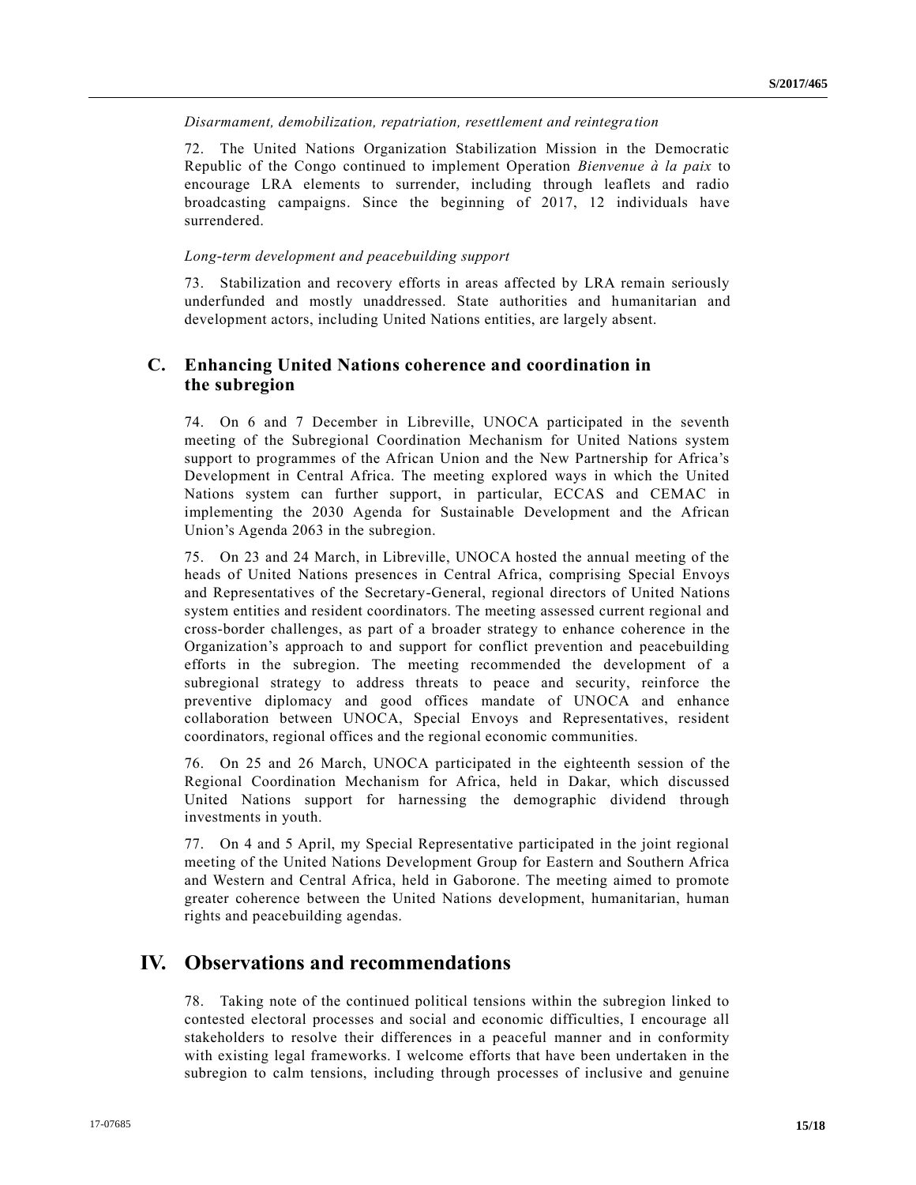*Disarmament, demobilization, repatriation, resettlement and reintegration*

72. The United Nations Organization Stabilization Mission in the Democratic Republic of the Congo continued to implement Operation *Bienvenue à la paix* to encourage LRA elements to surrender, including through leaflets and radio broadcasting campaigns. Since the beginning of 2017, 12 individuals have surrendered.

*Long-term development and peacebuilding support*

73. Stabilization and recovery efforts in areas affected by LRA remain seriously underfunded and mostly unaddressed. State authorities and humanitarian and development actors, including United Nations entities, are largely absent.

## C. Enhancing United Nations coherence and coordination in the subregion

74. On 6 and 7 December in Libreville, UNOCA participated in the seventh meeting of the Subregional Coordination Mechanism for United Nations system support to programmes of the African Union and the New Partnership for Africa's Development in Central Africa. The meeting explored ways in which the United Nations system can further support, in particular, ECCAS and CEMAC in implementing the 2030 Agenda for Sustainable Development and the African Union's Agenda 2063 in the subregion.

75. On 23 and 24 March, in Libreville, UNOCA hosted the annual meeting of the heads of United Nations presences in Central Africa, comprising Special Envoys and Representatives of the Secretary-General, regional directors of United Nations system entities and resident coordinators. The meeting assessed current regional and cross-border challenges, as part of a broader strategy to enhance coherence in the Organization's approach to and support for conflict prevention and peacebuilding efforts in the subregion. The meeting recommended the development of a subregional strategy to address threats to peace and security, reinforce the preventive diplomacy and good offices mandate of UNOCA and enhance collaboration between UNOCA, Special Envoys and Representatives, resident coordinators, regional offices and the regional economic communities.

76. On 25 and 26 March, UNOCA participated in the eighteenth session of the Regional Coordination Mechanism for Africa, held in Dakar, which discussed United Nations support for harnessing the demographic dividend through investments in youth.

77. On 4 and 5 April, my Special Representative participated in the joint regional meeting of the United Nations Development Group for Eastern and Southern Africa and Western and Central Africa, held in Gaborone. The meeting aimed to promote greater coherence between the United Nations development, humanitarian, human rights and peacebuilding agendas.

# IV. Observations and recommendations

78. Taking note of the continued political tensions within the subregion linked to contested electoral processes and social and economic difficulties, I encourage all stakeholders to resolve their differences in a peaceful manner and in conformity with existing legal frameworks. I welcome efforts that have been undertaken in the subregion to calm tensions, including through processes of inclusive and genuine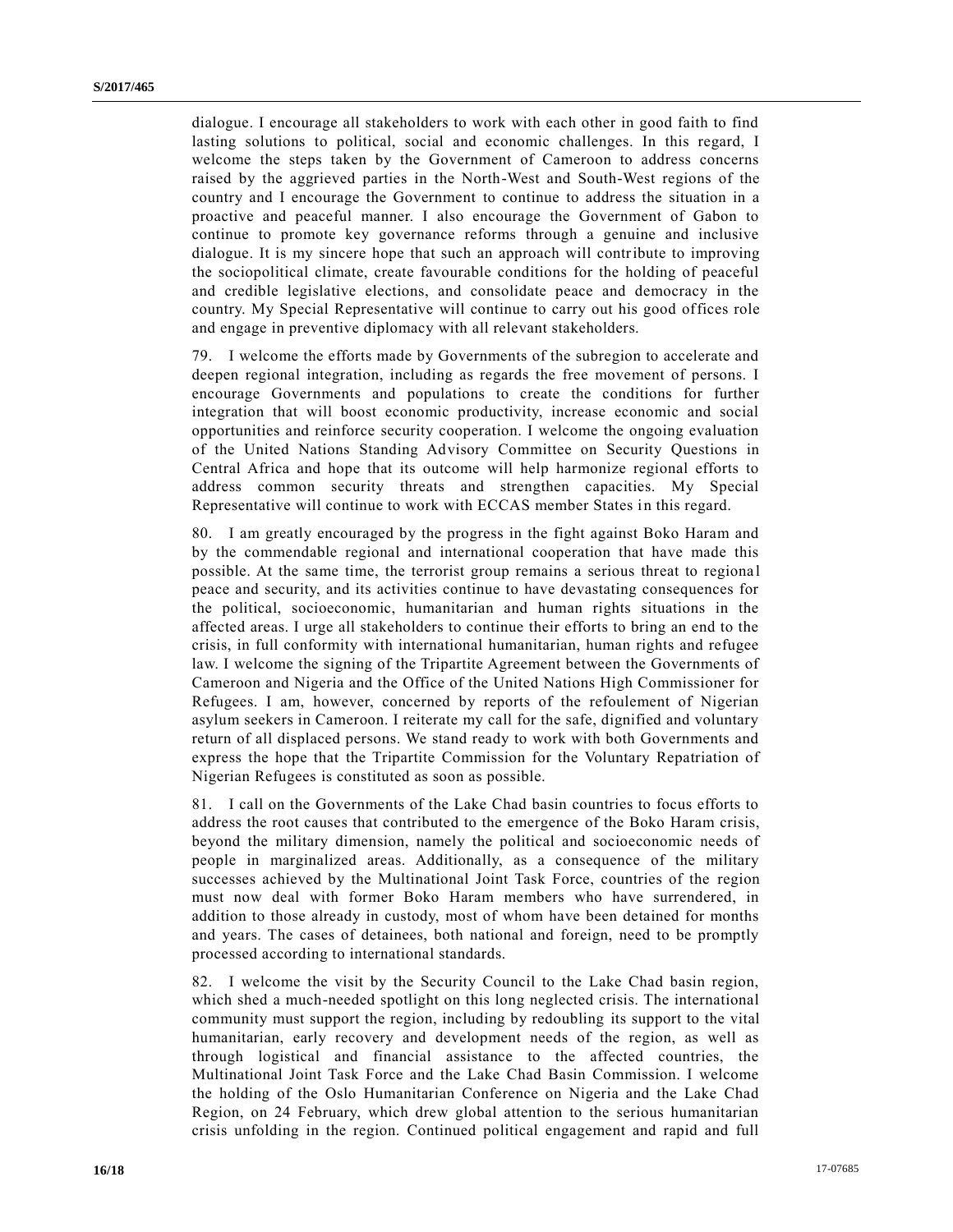dialogue. I encourage all stakeholders to work with each other in good faith to find lasting solutions to political, social and economic challenges. In this regard, I welcome the steps taken by the Government of Cameroon to address concerns raised by the aggrieved parties in the North-West and South-West regions of the country and I encourage the Government to continue to address the situation in a proactive and peaceful manner. I also encourage the Government of Gabon to continue to promote key governance reforms through a genuine and inclusive dialogue. It is my sincere hope that such an approach will contribute to improving the sociopolitical climate, create favourable conditions for the holding of peaceful and credible legislative elections, and consolidate peace and democracy in the country. My Special Representative will continue to carry out his good offices role and engage in preventive diplomacy with all relevant stakeholders.

79. I welcome the efforts made by Governments of the subregion to accelerate and deepen regional integration, including as regards the free movement of persons. I encourage Governments and populations to create the conditions for further integration that will boost economic productivity, increase economic and social opportunities and reinforce security cooperation. I welcome the ongoing evaluation of the United Nations Standing Advisory Committee on Security Questions in Central Africa and hope that its outcome will help harmonize regional efforts to address common security threats and strengthen capacities. My Special Representative will continue to work with ECCAS member States in this regard.

80. I am greatly encouraged by the progress in the fight against Boko Haram and by the commendable regional and international cooperation that have made this possible. At the same time, the terrorist group remains a serious threat to regional peace and security, and its activities continue to have devastating consequences for the political, socioeconomic, humanitarian and human rights situations in the affected areas. I urge all stakeholders to continue their efforts to bring an end to the crisis, in full conformity with international humanitarian, human rights and refugee law. I welcome the signing of the Tripartite Agreement between the Governments of Cameroon and Nigeria and the Office of the United Nations High Commissioner for Refugees. I am, however, concerned by reports of the refoulement of Nigerian asylum seekers in Cameroon. I reiterate my call for the safe, dignified and voluntary return of all displaced persons. We stand ready to work with both Governments and express the hope that the Tripartite Commission for the Voluntary Repatriation of Nigerian Refugees is constituted as soon as possible.

81. I call on the Governments of the Lake Chad basin countries to focus efforts to address the root causes that contributed to the emergence of the Boko Haram crisis, beyond the military dimension, namely the political and socioeconomic needs of people in marginalized areas. Additionally, as a consequence of the military successes achieved by the Multinational Joint Task Force, countries of the region must now deal with former Boko Haram members who have surrendered, in addition to those already in custody, most of whom have been detained for months and years. The cases of detainees, both national and foreign, need to be promptly processed according to international standards.

82. I welcome the visit by the Security Council to the Lake Chad basin region, which shed a much-needed spotlight on this long neglected crisis. The international community must support the region, including by redoubling its support to the vital humanitarian, early recovery and development needs of the region, as well as through logistical and financial assistance to the affected countries, the Multinational Joint Task Force and the Lake Chad Basin Commission. I welcome the holding of the Oslo Humanitarian Conference on Nigeria and the Lake Chad Region, on 24 February, which drew global attention to the serious humanitarian crisis unfolding in the region. Continued political engagement and rapid and full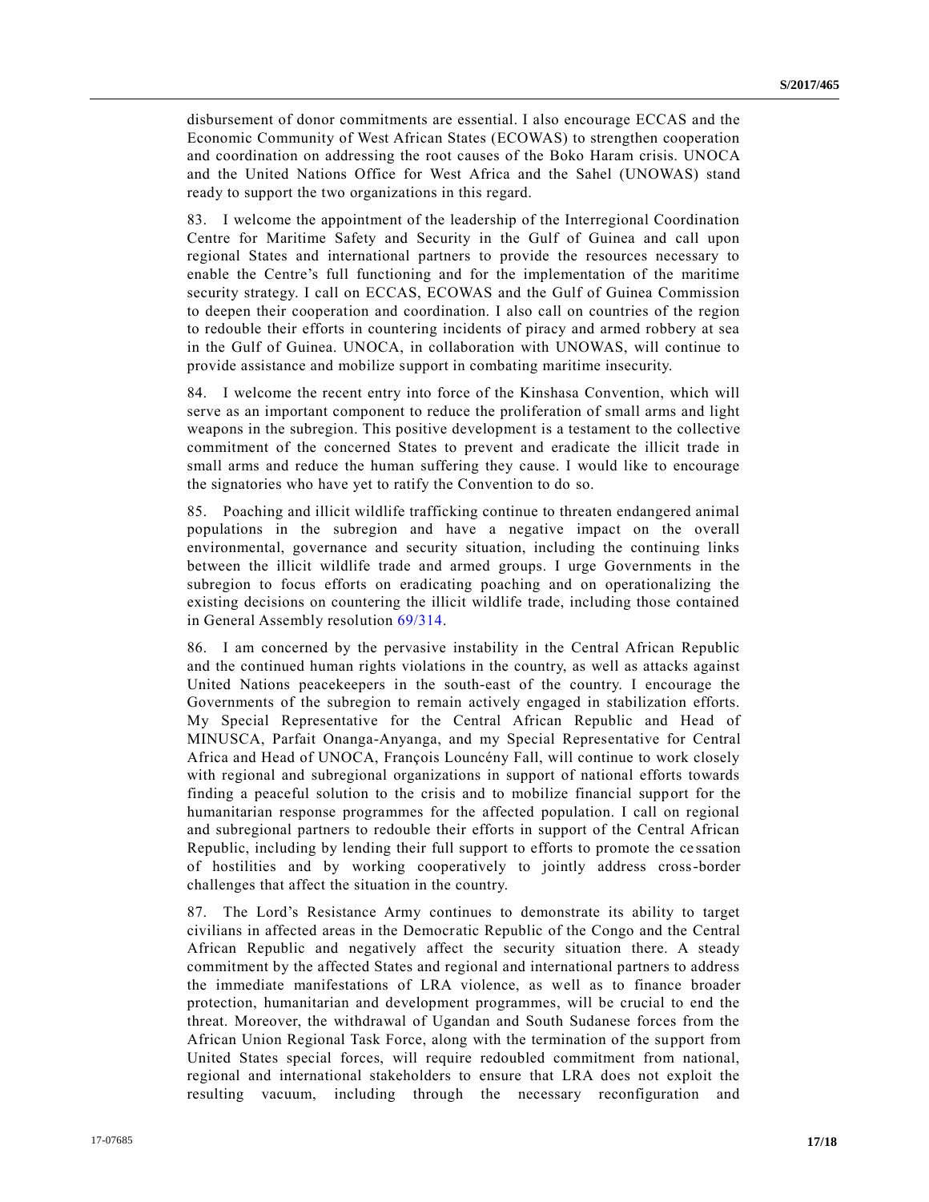disbursement of donor commitments are essential. I also encourage ECCAS and the Economic Community of West African States (ECOWAS) to strengthen cooperation and coordination on addressing the root causes of the Boko Haram crisis. UNOCA and the United Nations Office for West Africa and the Sahel (UNOWAS) stand ready to support the two organizations in this regard.

83. I welcome the appointment of the leadership of the Interregional Coordination Centre for Maritime Safety and Security in the Gulf of Guinea and call upon regional States and international partners to provide the resources necessary to enable the Centre's full functioning and for the implementation of the maritime security strategy. I call on ECCAS, ECOWAS and the Gulf of Guinea Commission to deepen their cooperation and coordination. I also call on countries of the region to redouble their efforts in countering incidents of piracy and armed robbery at sea in the Gulf of Guinea. UNOCA, in collaboration with UNOWAS, will continue to provide assistance and mobilize support in combating maritime insecurity.

84. I welcome the recent entry into force of the Kinshasa Convention, which will serve as an important component to reduce the proliferation of small arms and light weapons in the subregion. This positive development is a testament to the collective commitment of the concerned States to prevent and eradicate the illicit trade in small arms and reduce the human suffering they cause. I would like to encourage the signatories who have yet to ratify the Convention to do so.

85. Poaching and illicit wildlife trafficking continue to threaten endangered animal populations in the subregion and have a negative impact on the overall environmental, governance and security situation, including the continuing links between the illicit wildlife trade and armed groups. I urge Governments in the subregion to focus efforts on eradicating poaching and on operationalizing the existing decisions on countering the illicit wildlife trade, including those contained in General Assembly resolution 69/314.

86. I am concerned by the pervasive instability in the Central African Republic and the continued human rights violations in the country, as well as attacks against United Nations peacekeepers in the south-east of the country. I encourage the Governments of the subregion to remain actively engaged in stabilization efforts. My Special Representative for the Central African Republic and Head of MINUSCA, Parfait Onanga-Anyanga, and my Special Representative for Central Africa and Head of UNOCA, François Louncény Fall, will continue to work closely with regional and subregional organizations in support of national efforts towards finding a peaceful solution to the crisis and to mobilize financial support for the humanitarian response programmes for the affected population. I call on regional and subregional partners to redouble their efforts in support of the Central African Republic, including by lending their full support to efforts to promote the cessation of hostilities and by working cooperatively to jointly address cross-border challenges that affect the situation in the country.

87. The Lord's Resistance Army continues to demonstrate its ability to target civilians in affected areas in the Democratic Republic of the Congo and the Central African Republic and negatively affect the security situation there. A steady commitment by the affected States and regional and international partners to address the immediate manifestations of LRA violence, as well as to finance broader protection, humanitarian and development programmes, will be crucial to end the threat. Moreover, the withdrawal of Ugandan and South Sudanese forces from the African Union Regional Task Force, along with the termination of the support from United States special forces, will require redoubled commitment from national, regional and international stakeholders to ensure that LRA does not exploit the resulting vacuum, including through the necessary reconfiguration and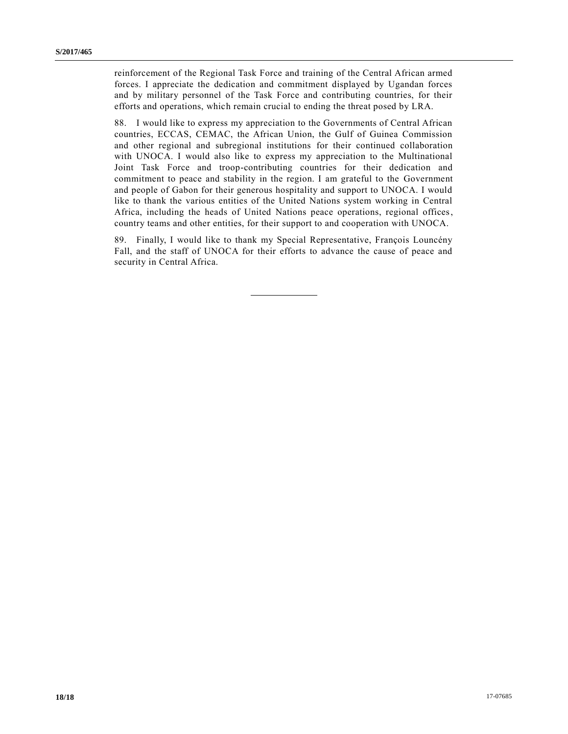reinforcement of the Regional Task Force and training of the Central African armed forces. I appreciate the dedication and commitment displayed by Ugandan forces and by military personnel of the Task Force and contributing countries, for their efforts and operations, which remain crucial to ending the threat posed by LRA.

88. I would like to express my appreciation to the Governments of Central African countries, ECCAS, CEMAC, the African Union, the Gulf of Guinea Commission and other regional and subregional institutions for their continued collaboration with UNOCA. I would also like to express my appreciation to the Multinational Joint Task Force and troop-contributing countries for their dedication and commitment to peace and stability in the region. I am grateful to the Government and people of Gabon for their generous hospitality and support to UNOCA. I would like to thank the various entities of the United Nations system working in Central Africa, including the heads of United Nations peace operations, regional offices, country teams and other entities, for their support to and cooperation with UNOCA.

89. Finally, I would like to thank my Special Representative, François Louncény Fall, and the staff of UNOCA for their efforts to advance the cause of peace and security in Central Africa.